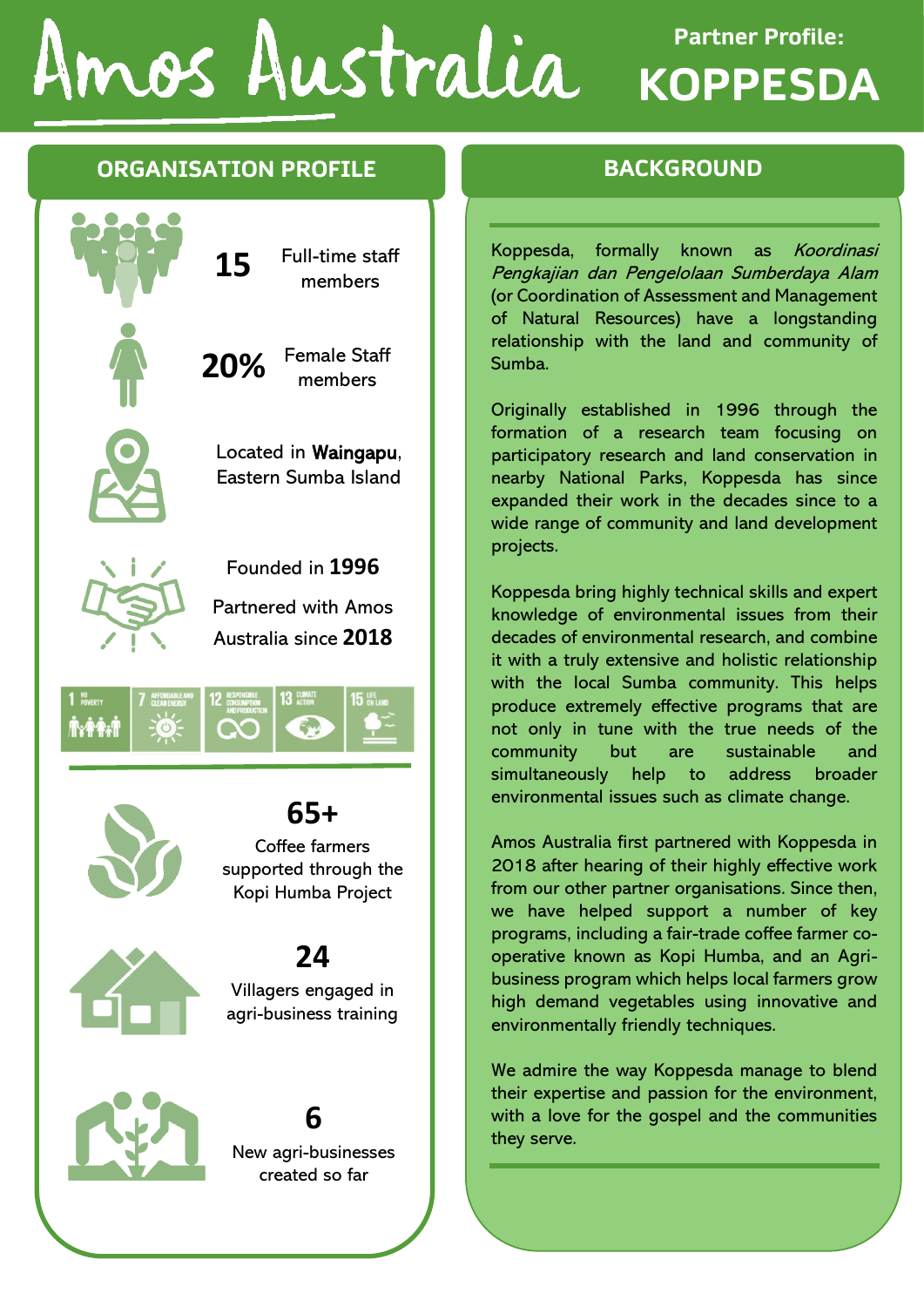# Amos Australia

## Partner Profile: KOPPESDA

## ORGANISATION PROFILE

**15** Full-time staff members

**20%** Female Staff members

Located in **Waingapu**, Eastern Sumba Island

Founded in **1996**

Partnered with Amos Australia since **2018**

**65+**
Coffee farmers supported through the Kopi Humba Project

**24**
Villagers engaged in agri-business training

**6**
New agri-businesses created so far

## BACKGROUND

Koppesda, formally known as *Koordinasi Pengkajian dan Pengelolaan Sumberdaya Alam* (or Coordination of Assessment and Management of Natural Resources) have a longstanding relationship with the land and community of Sumba.

Originally established in 1996 through the formation of a research team focusing on participatory research and land conservation in nearby National Parks, Koppesda has since expanded their work in the decades since to a wide range of community and land development projects.

Koppesda bring highly technical skills and expert knowledge of environmental issues from their decades of environmental research, and combine it with a truly extensive and holistic relationship with the local Sumba community. This helps produce extremely effective programs that are not only in tune with the true needs of the community but are sustainable and simultaneously help to address broader environmental issues such as climate change.

Amos Australia first partnered with Koppesda in 2018 after hearing of their highly effective work from our other partner organisations. Since then, we have helped support a number of key programs, including a fair-trade coffee farmer co-operative known as Kopi Humba, and an Agri-business program which helps local farmers grow high demand vegetables using innovative and environmentally friendly techniques.

We admire the way Koppesda manage to blend their expertise and passion for the environment, with a love for the gospel and the communities they serve.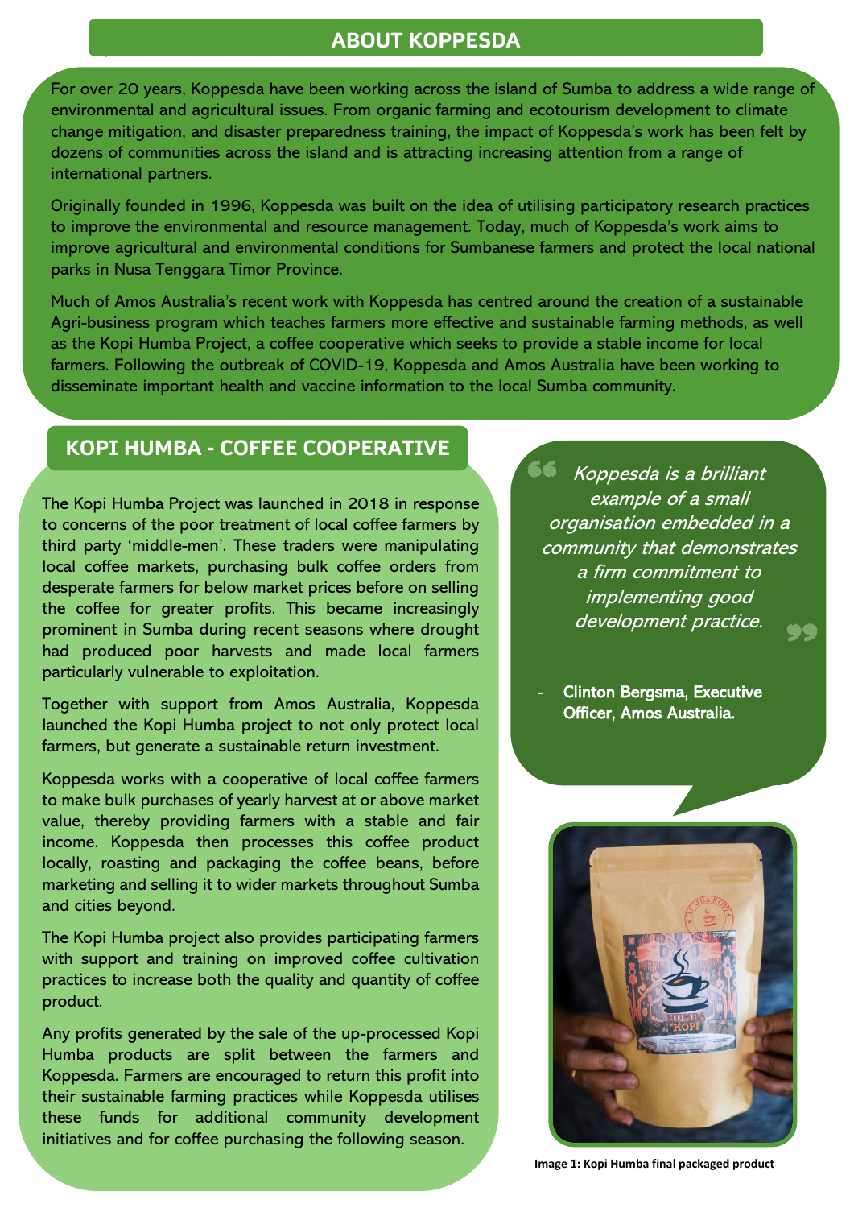## ABOUT KOPPESDA

For over 20 years, Koppesda have been working across the island of Sumba to address a wide range of environmental and agricultural issues. From organic farming and ecotourism development to climate change mitigation, and disaster preparedness training, the impact of Koppesda's work has been felt by dozens of communities across the island and is attracting increasing attention from a range of international partners.

Originally founded in 1996, Koppesda was built on the idea of utilising participatory research practices to improve the environmental and resource management. Today, much of Koppesda's work aims to improve agricultural and environmental conditions for Sumbanese farmers and protect the local national parks in Nusa Tenggara Timor Province.

Much of Amos Australia's recent work with Koppesda has centred around the creation of a sustainable Agri-business program which teaches farmers more effective and sustainable farming methods, as well as the Kopi Humba Project, a coffee cooperative which seeks to provide a stable income for local farmers. Following the outbreak of COVID-19, Koppesda and Amos Australia have been working to disseminate important health and vaccine information to the local Sumba community.

## KOPI HUMBA - COFFEE COOPERATIVE

The Kopi Humba Project was launched in 2018 in response to concerns of the poor treatment of local coffee farmers by third party 'middle-men'. These traders were manipulating local coffee markets, purchasing bulk coffee orders from desperate farmers for below market prices before on selling the coffee for greater profits. This became increasingly prominent in Sumba during recent seasons where drought had produced poor harvests and made local farmers particularly vulnerable to exploitation.

Together with support from Amos Australia, Koppesda launched the Kopi Humba project to not only protect local farmers, but generate a sustainable return investment.

Koppesda works with a cooperative of local coffee farmers to make bulk purchases of yearly harvest at or above market value, thereby providing farmers with a stable and fair income. Koppesda then processes this coffee product locally, roasting and packaging the coffee beans, before marketing and selling it to wider markets throughout Sumba and cities beyond.

The Kopi Humba project also provides participating farmers with support and training on improved coffee cultivation practices to increase both the quality and quantity of coffee product.

Any profits generated by the sale of the up-processed Kopi Humba products are split between the farmers and Koppesda. Farmers are encouraged to return this profit into their sustainable farming practices while Koppesda utilises these funds for additional community development initiatives and for coffee purchasing the following season.

> *"Koppesda is a brilliant example of a small organisation embedded in a community that demonstrates a firm commitment to implementing good development practice."*
>
> \- **Clinton Bergsma, Executive Officer, Amos Australia.**

**Image 1: Kopi Humba final packaged product**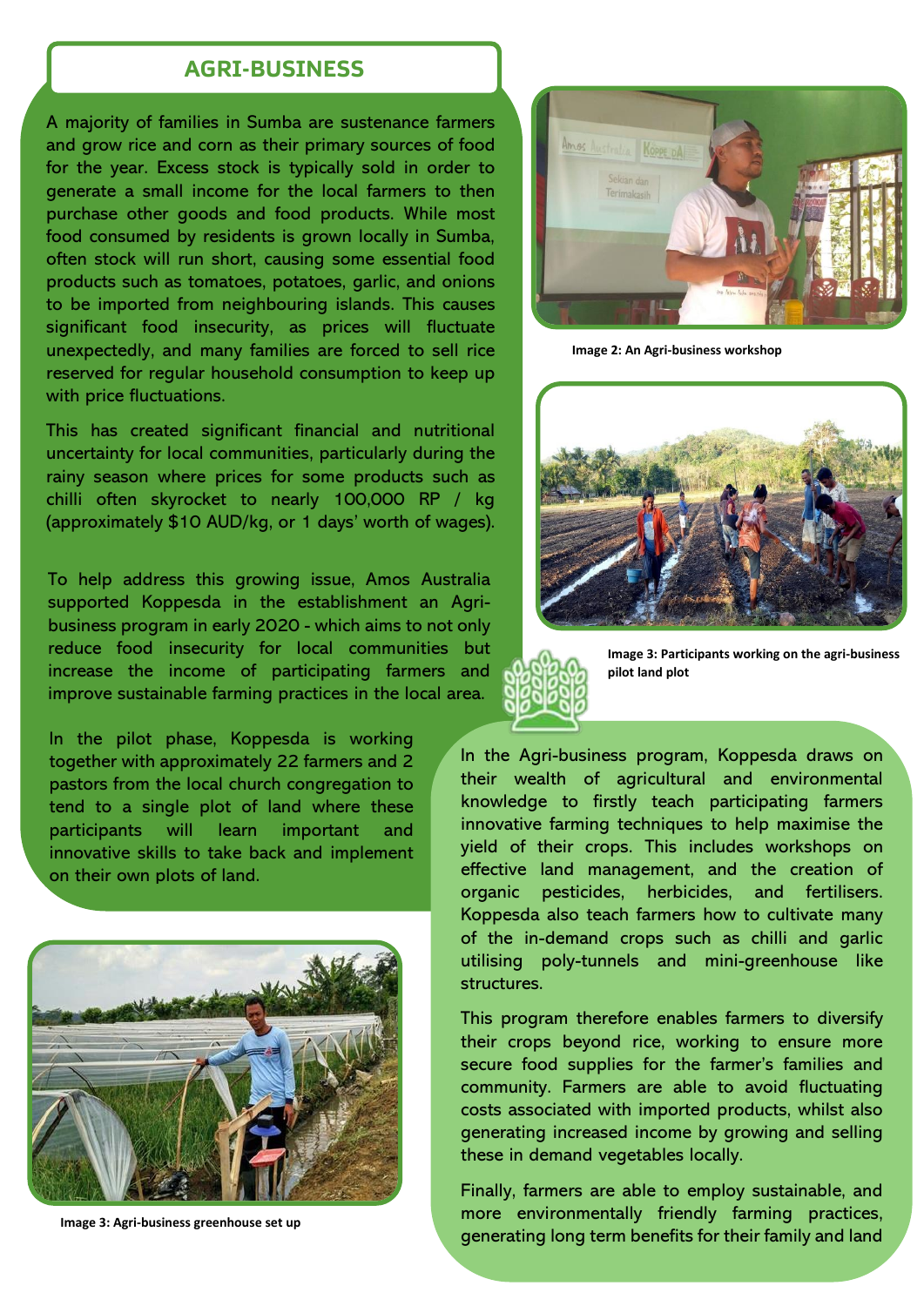## AGRI-BUSINESS

A majority of families in Sumba are sustenance farmers and grow rice and corn as their primary sources of food for the year. Excess stock is typically sold in order to generate a small income for the local farmers to then purchase other goods and food products. While most food consumed by residents is grown locally in Sumba, often stock will run short, causing some essential food products such as tomatoes, potatoes, garlic, and onions to be imported from neighbouring islands. This causes significant food insecurity, as prices will fluctuate unexpectedly, and many families are forced to sell rice reserved for regular household consumption to keep up with price fluctuations.

This has created significant financial and nutritional uncertainty for local communities, particularly during the rainy season where prices for some products such as chilli often skyrocket to nearly 100,000 RP / kg (approximately $10 AUD/kg, or 1 days' worth of wages).

To help address this growing issue, Amos Australia supported Koppesda in the establishment an Agri-business program in early 2020 - which aims to not only reduce food insecurity for local communities but increase the income of participating farmers and improve sustainable farming practices in the local area.

In the pilot phase, Koppesda is working together with approximately 22 farmers and 2 pastors from the local church congregation to tend to a single plot of land where these participants will learn important and innovative skills to take back and implement on their own plots of land.

**Image 2: An Agri-business workshop**

**Image 3: Participants working on the agri-business pilot land plot**

**Image 3: Agri-business greenhouse set up**

In the Agri-business program, Koppesda draws on their wealth of agricultural and environmental knowledge to firstly teach participating farmers innovative farming techniques to help maximise the yield of their crops. This includes workshops on effective land management, and the creation of organic pesticides, herbicides, and fertilisers. Koppesda also teach farmers how to cultivate many of the in-demand crops such as chilli and garlic utilising poly-tunnels and mini-greenhouse like structures.

This program therefore enables farmers to diversify their crops beyond rice, working to ensure more secure food supplies for the farmer's families and community. Farmers are able to avoid fluctuating costs associated with imported products, whilst also generating increased income by growing and selling these in demand vegetables locally.

Finally, farmers are able to employ sustainable, and more environmentally friendly farming practices, generating long term benefits for their family and land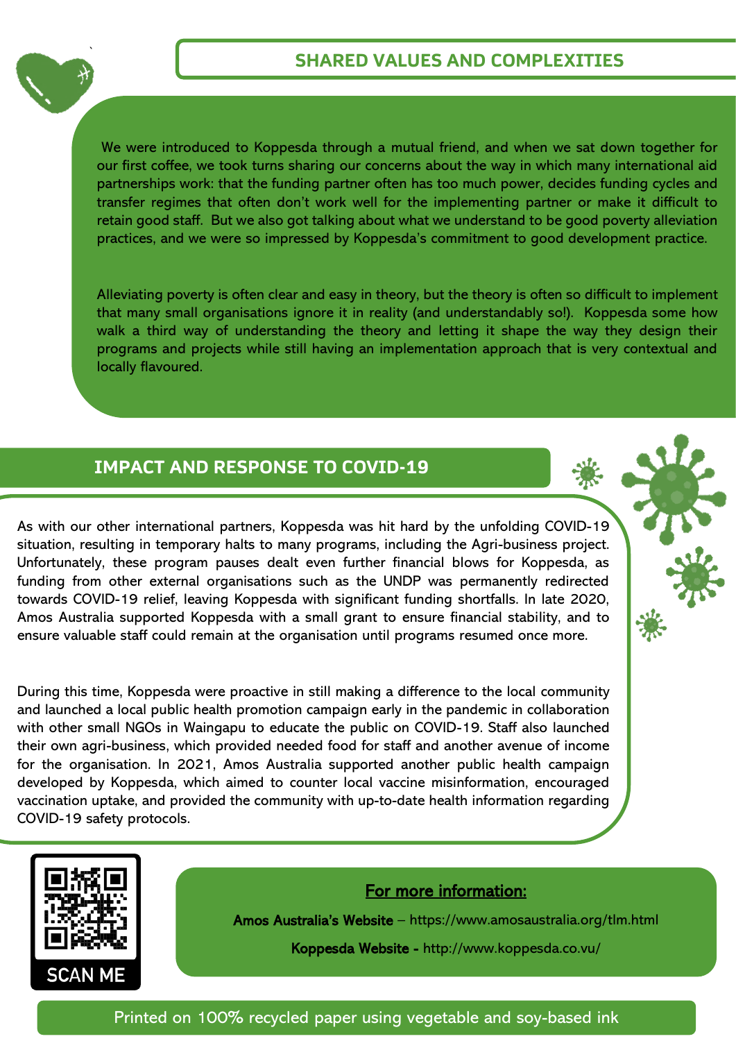## SHARED VALUES AND COMPLEXITIES

We were introduced to Koppesda through a mutual friend, and when we sat down together for our first coffee, we took turns sharing our concerns about the way in which many international aid partnerships work: that the funding partner often has too much power, decides funding cycles and transfer regimes that often don't work well for the implementing partner or make it difficult to retain good staff. But we also got talking about what we understand to be good poverty alleviation practices, and we were so impressed by Koppesda's commitment to good development practice.

Alleviating poverty is often clear and easy in theory, but the theory is often so difficult to implement that many small organisations ignore it in reality (and understandably so!). Koppesda some how walk a third way of understanding the theory and letting it shape the way they design their programs and projects while still having an implementation approach that is very contextual and locally flavoured.

## IMPACT AND RESPONSE TO COVID-19

As with our other international partners, Koppesda was hit hard by the unfolding COVID-19 situation, resulting in temporary halts to many programs, including the Agri-business project. Unfortunately, these program pauses dealt even further financial blows for Koppesda, as funding from other external organisations such as the UNDP was permanently redirected towards COVID-19 relief, leaving Koppesda with significant funding shortfalls. In late 2020, Amos Australia supported Koppesda with a small grant to ensure financial stability, and to ensure valuable staff could remain at the organisation until programs resumed once more.

During this time, Koppesda were proactive in still making a difference to the local community and launched a local public health promotion campaign early in the pandemic in collaboration with other small NGOs in Waingapu to educate the public on COVID-19. Staff also launched their own agri-business, which provided needed food for staff and another avenue of income for the organisation. In 2021, Amos Australia supported another public health campaign developed by Koppesda, which aimed to counter local vaccine misinformation, encouraged vaccination uptake, and provided the community with up-to-date health information regarding COVID-19 safety protocols.

SCAN ME

**For more information:**

**Amos Australia's Website** – https://www.amosaustralia.org/tlm.html

**Koppesda Website -** http://www.koppesda.co.vu/

Printed on 100% recycled paper using vegetable and soy-based ink